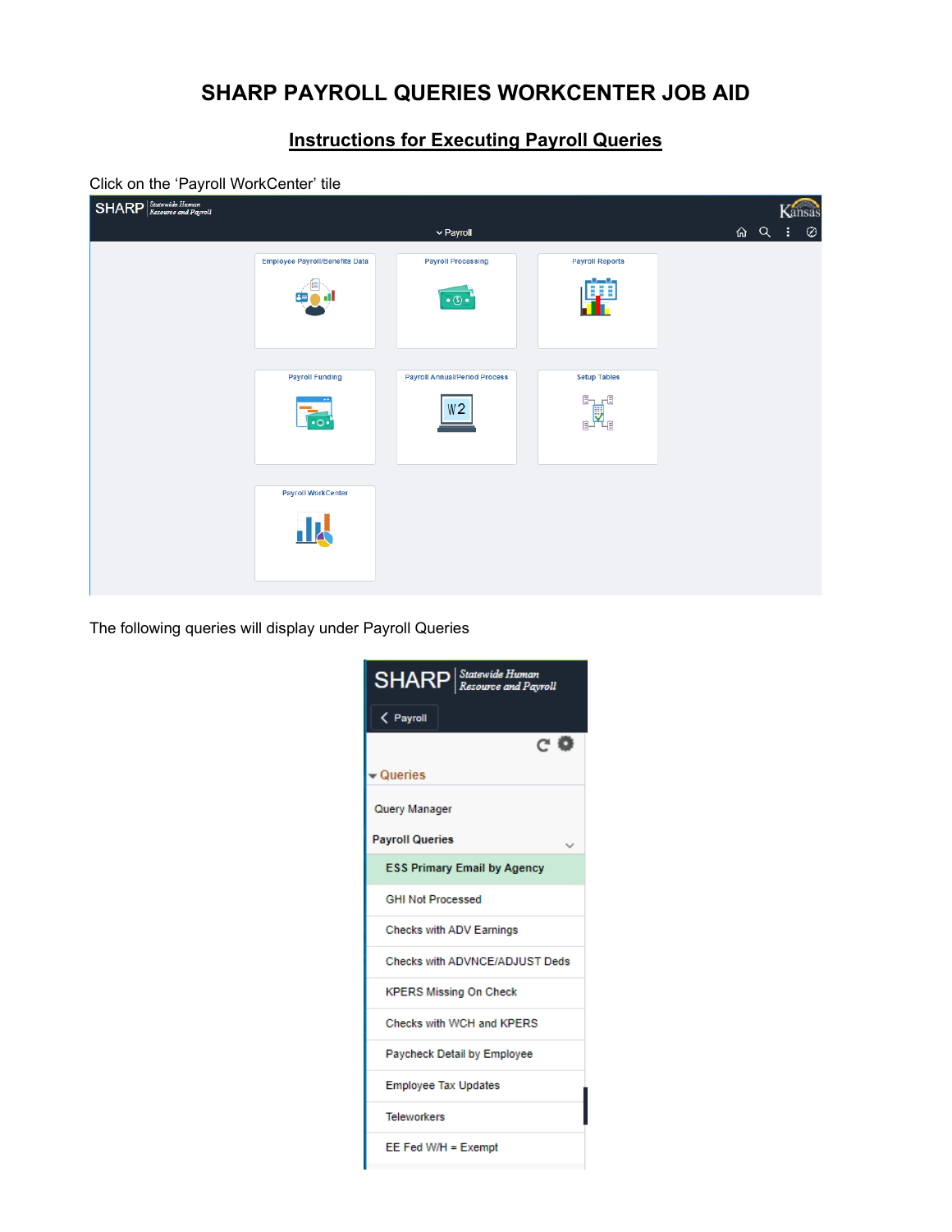# SHARP PAYROLL QUERIES WORKCENTER JOB AID

## Instructions for Executing Payroll Queries

Click on the 'Payroll WorkCenter' tile

The following queries will display under Payroll Queries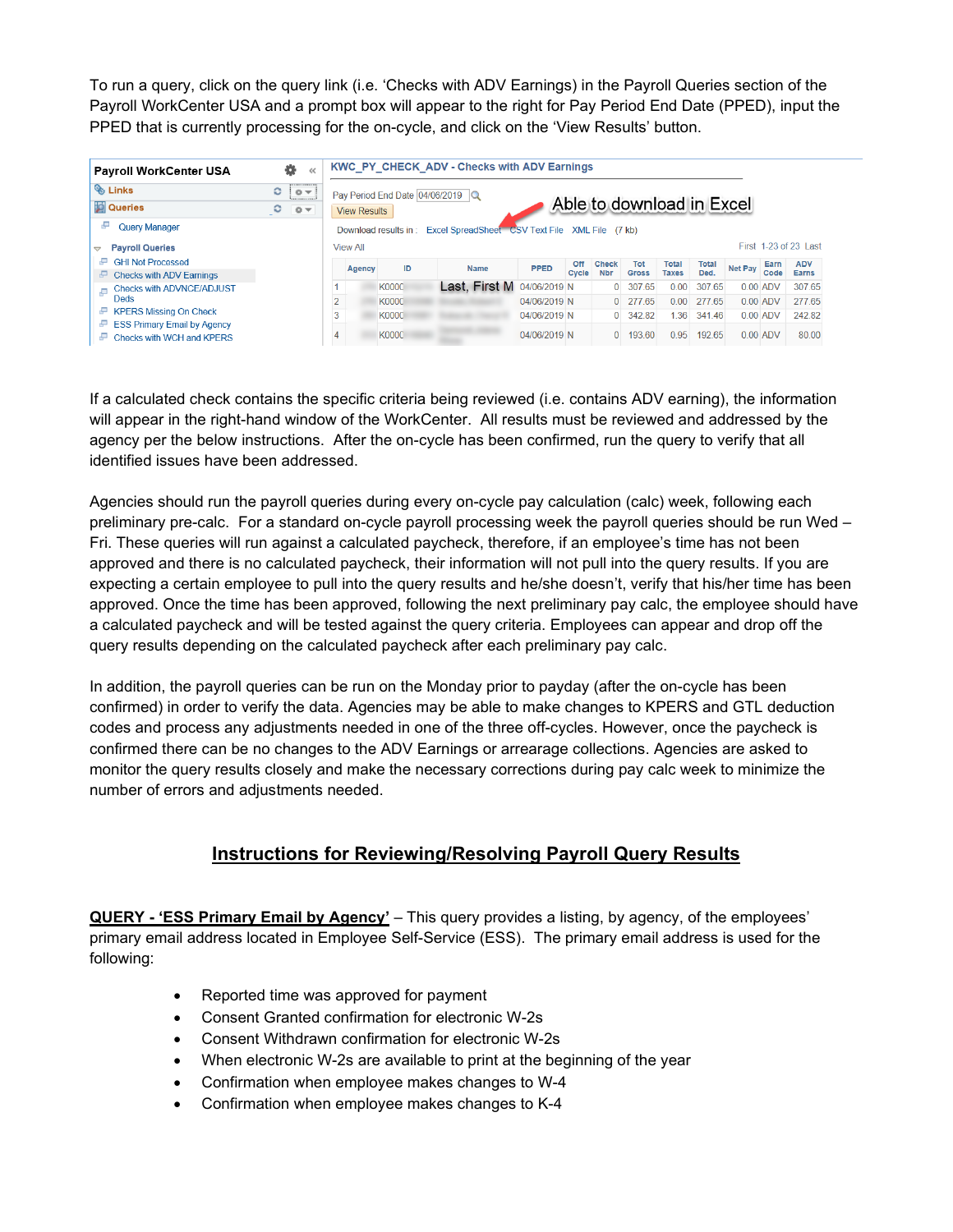To run a query, click on the query link (i.e. 'Checks with ADV Earnings) in the Payroll Queries section of the Payroll WorkCenter USA and a prompt box will appear to the right for Pay Period End Date (PPED), input the PPED that is currently processing for the on-cycle, and click on the 'View Results' button.

If a calculated check contains the specific criteria being reviewed (i.e. contains ADV earning), the information will appear in the right-hand window of the WorkCenter. All results must be reviewed and addressed by the agency per the below instructions. After the on-cycle has been confirmed, run the query to verify that all identified issues have been addressed.

Agencies should run the payroll queries during every on-cycle pay calculation (calc) week, following each preliminary pre-calc. For a standard on-cycle payroll processing week the payroll queries should be run Wed – Fri. These queries will run against a calculated paycheck, therefore, if an employee's time has not been approved and there is no calculated paycheck, their information will not pull into the query results. If you are expecting a certain employee to pull into the query results and he/she doesn't, verify that his/her time has been approved. Once the time has been approved, following the next preliminary pay calc, the employee should have a calculated paycheck and will be tested against the query criteria. Employees can appear and drop off the query results depending on the calculated paycheck after each preliminary pay calc.

In addition, the payroll queries can be run on the Monday prior to payday (after the on-cycle has been confirmed) in order to verify the data. Agencies may be able to make changes to KPERS and GTL deduction codes and process any adjustments needed in one of the three off-cycles. However, once the paycheck is confirmed there can be no changes to the ADV Earnings or arrearage collections. Agencies are asked to monitor the query results closely and make the necessary corrections during pay calc week to minimize the number of errors and adjustments needed.

## Instructions for Reviewing/Resolving Payroll Query Results

**QUERY - 'ESS Primary Email by Agency'** – This query provides a listing, by agency, of the employees' primary email address located in Employee Self-Service (ESS). The primary email address is used for the following:

- Reported time was approved for payment
- Consent Granted confirmation for electronic W-2s
- Consent Withdrawn confirmation for electronic W-2s
- When electronic W-2s are available to print at the beginning of the year
- Confirmation when employee makes changes to W-4
- Confirmation when employee makes changes to K-4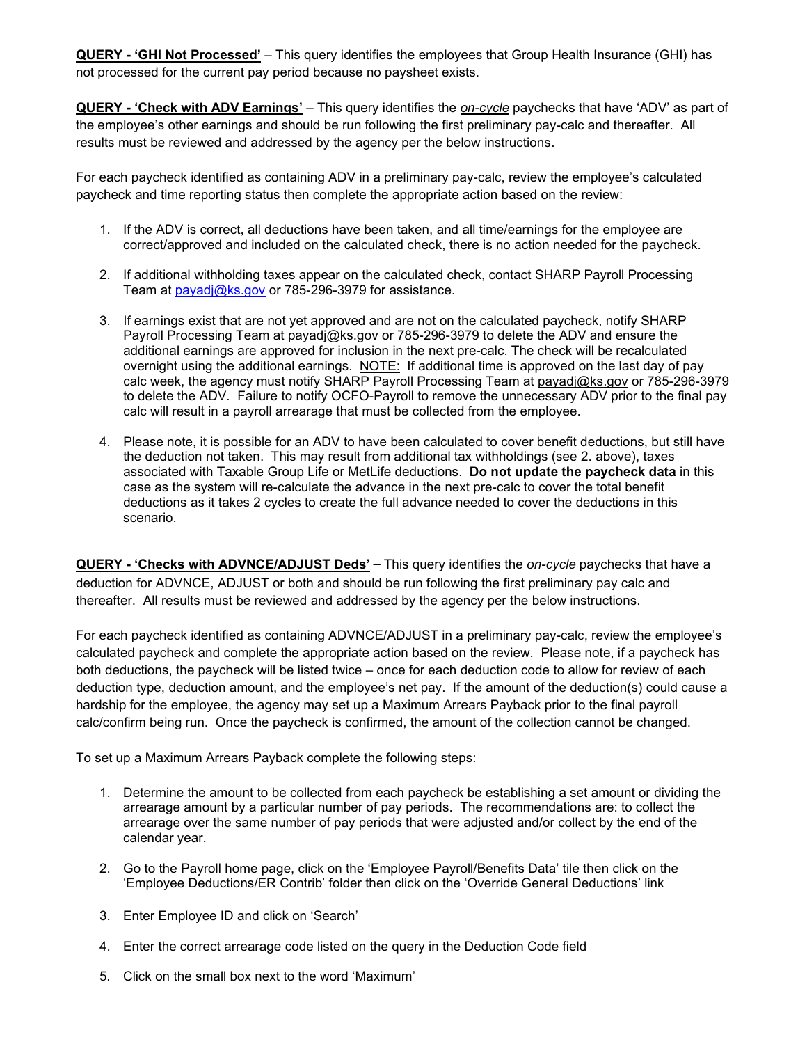**<u>QUERY - 'GHI Not Processed'</u>** – This query identifies the employees that Group Health Insurance (GHI) has not processed for the current pay period because no paysheet exists.

**<u>QUERY - 'Check with ADV Earnings'</u>** – This query identifies the *<u>on-cycle</u>* paychecks that have 'ADV' as part of the employee's other earnings and should be run following the first preliminary pay-calc and thereafter. All results must be reviewed and addressed by the agency per the below instructions.

For each paycheck identified as containing ADV in a preliminary pay-calc, review the employee's calculated paycheck and time reporting status then complete the appropriate action based on the review:

1. If the ADV is correct, all deductions have been taken, and all time/earnings for the employee are correct/approved and included on the calculated check, there is no action needed for the paycheck.

2. If additional withholding taxes appear on the calculated check, contact SHARP Payroll Processing Team at payadj@ks.gov or 785-296-3979 for assistance.

3. If earnings exist that are not yet approved and are not on the calculated paycheck, notify SHARP Payroll Processing Team at payadj@ks.gov or 785-296-3979 to delete the ADV and ensure the additional earnings are approved for inclusion in the next pre-calc. The check will be recalculated overnight using the additional earnings. <u>NOTE:</u> If additional time is approved on the last day of pay calc week, the agency must notify SHARP Payroll Processing Team at payadj@ks.gov or 785-296-3979 to delete the ADV. Failure to notify OCFO-Payroll to remove the unnecessary ADV prior to the final pay calc will result in a payroll arrearage that must be collected from the employee.

4. Please note, it is possible for an ADV to have been calculated to cover benefit deductions, but still have the deduction not taken. This may result from additional tax withholdings (see 2. above), taxes associated with Taxable Group Life or MetLife deductions. **Do not update the paycheck data** in this case as the system will re-calculate the advance in the next pre-calc to cover the total benefit deductions as it takes 2 cycles to create the full advance needed to cover the deductions in this scenario.

**<u>QUERY - 'Checks with ADVNCE/ADJUST Deds'</u>** – This query identifies the *<u>on-cycle</u>* paychecks that have a deduction for ADVNCE, ADJUST or both and should be run following the first preliminary pay calc and thereafter. All results must be reviewed and addressed by the agency per the below instructions.

For each paycheck identified as containing ADVNCE/ADJUST in a preliminary pay-calc, review the employee's calculated paycheck and complete the appropriate action based on the review. Please note, if a paycheck has both deductions, the paycheck will be listed twice – once for each deduction code to allow for review of each deduction type, deduction amount, and the employee's net pay. If the amount of the deduction(s) could cause a hardship for the employee, the agency may set up a Maximum Arrears Payback prior to the final payroll calc/confirm being run. Once the paycheck is confirmed, the amount of the collection cannot be changed.

To set up a Maximum Arrears Payback complete the following steps:

1. Determine the amount to be collected from each paycheck be establishing a set amount or dividing the arrearage amount by a particular number of pay periods. The recommendations are: to collect the arrearage over the same number of pay periods that were adjusted and/or collect by the end of the calendar year.

2. Go to the Payroll home page, click on the 'Employee Payroll/Benefits Data' tile then click on the 'Employee Deductions/ER Contrib' folder then click on the 'Override General Deductions' link

3. Enter Employee ID and click on 'Search'

4. Enter the correct arrearage code listed on the query in the Deduction Code field

5. Click on the small box next to the word 'Maximum'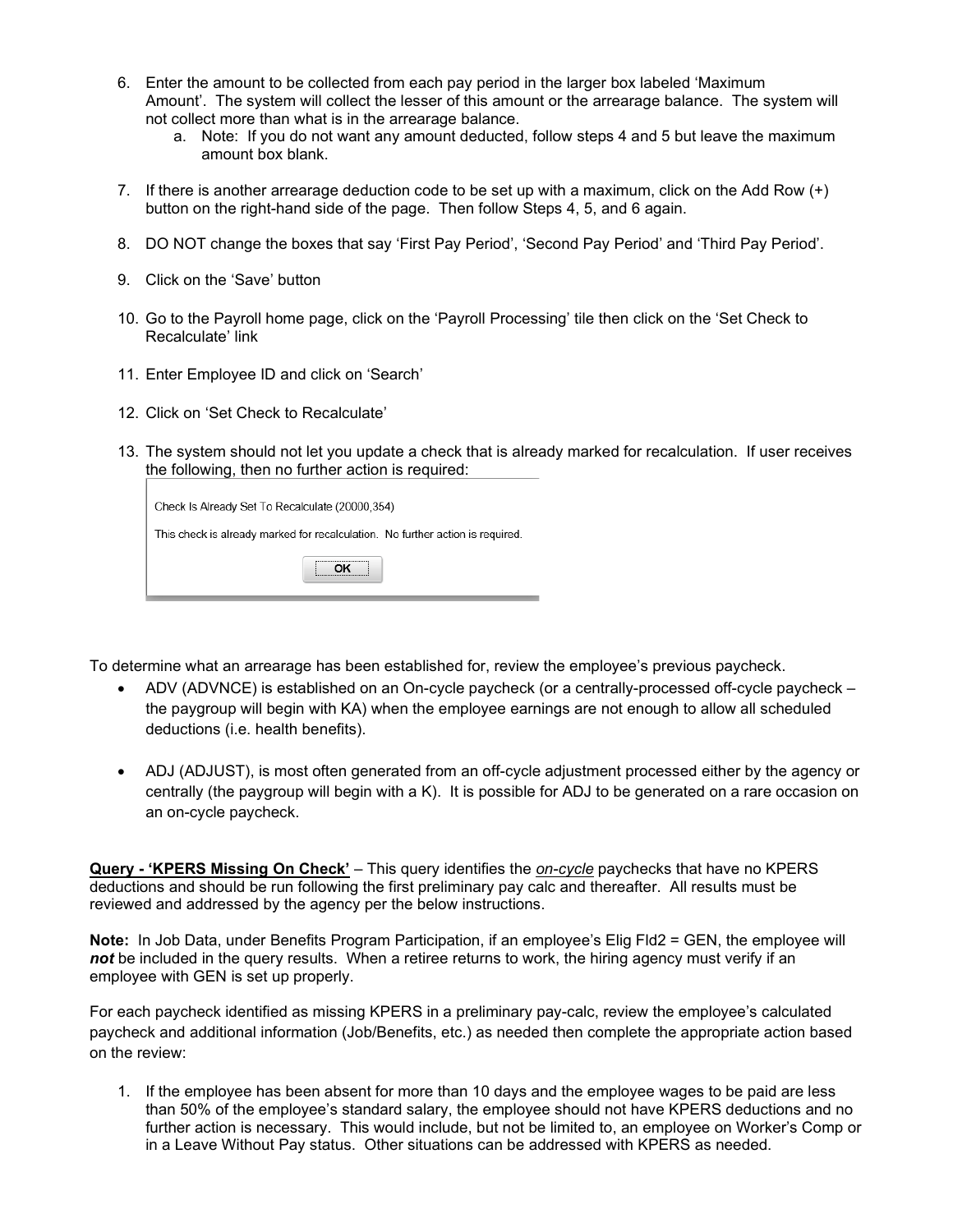6. Enter the amount to be collected from each pay period in the larger box labeled 'Maximum Amount'. The system will collect the lesser of this amount or the arrearage balance. The system will not collect more than what is in the arrearage balance.
   a. Note: If you do not want any amount deducted, follow steps 4 and 5 but leave the maximum amount box blank.

7. If there is another arrearage deduction code to be set up with a maximum, click on the Add Row (+) button on the right-hand side of the page. Then follow Steps 4, 5, and 6 again.

8. DO NOT change the boxes that say 'First Pay Period', 'Second Pay Period' and 'Third Pay Period'.

9. Click on the 'Save' button

10. Go to the Payroll home page, click on the 'Payroll Processing' tile then click on the 'Set Check to Recalculate' link

11. Enter Employee ID and click on 'Search'

12. Click on 'Set Check to Recalculate'

13. The system should not let you update a check that is already marked for recalculation. If user receives the following, then no further action is required:

    Check Is Already Set To Recalculate (20000,354)

    This check is already marked for recalculation. No further action is required.

    OK

To determine what an arrearage has been established for, review the employee's previous paycheck.

- ADV (ADVNCE) is established on an On-cycle paycheck (or a centrally-processed off-cycle paycheck – the paygroup will begin with KA) when the employee earnings are not enough to allow all scheduled deductions (i.e. health benefits).

- ADJ (ADJUST), is most often generated from an off-cycle adjustment processed either by the agency or centrally (the paygroup will begin with a K). It is possible for ADJ to be generated on a rare occasion on an on-cycle paycheck.

**Query - 'KPERS Missing On Check'** – This query identifies the ***on-cycle*** paychecks that have no KPERS deductions and should be run following the first preliminary pay calc and thereafter. All results must be reviewed and addressed by the agency per the below instructions.

**Note:** In Job Data, under Benefits Program Participation, if an employee's Elig Fld2 = GEN, the employee will ***not*** be included in the query results. When a retiree returns to work, the hiring agency must verify if an employee with GEN is set up properly.

For each paycheck identified as missing KPERS in a preliminary pay-calc, review the employee's calculated paycheck and additional information (Job/Benefits, etc.) as needed then complete the appropriate action based on the review:

1. If the employee has been absent for more than 10 days and the employee wages to be paid are less than 50% of the employee's standard salary, the employee should not have KPERS deductions and no further action is necessary. This would include, but not be limited to, an employee on Worker's Comp or in a Leave Without Pay status. Other situations can be addressed with KPERS as needed.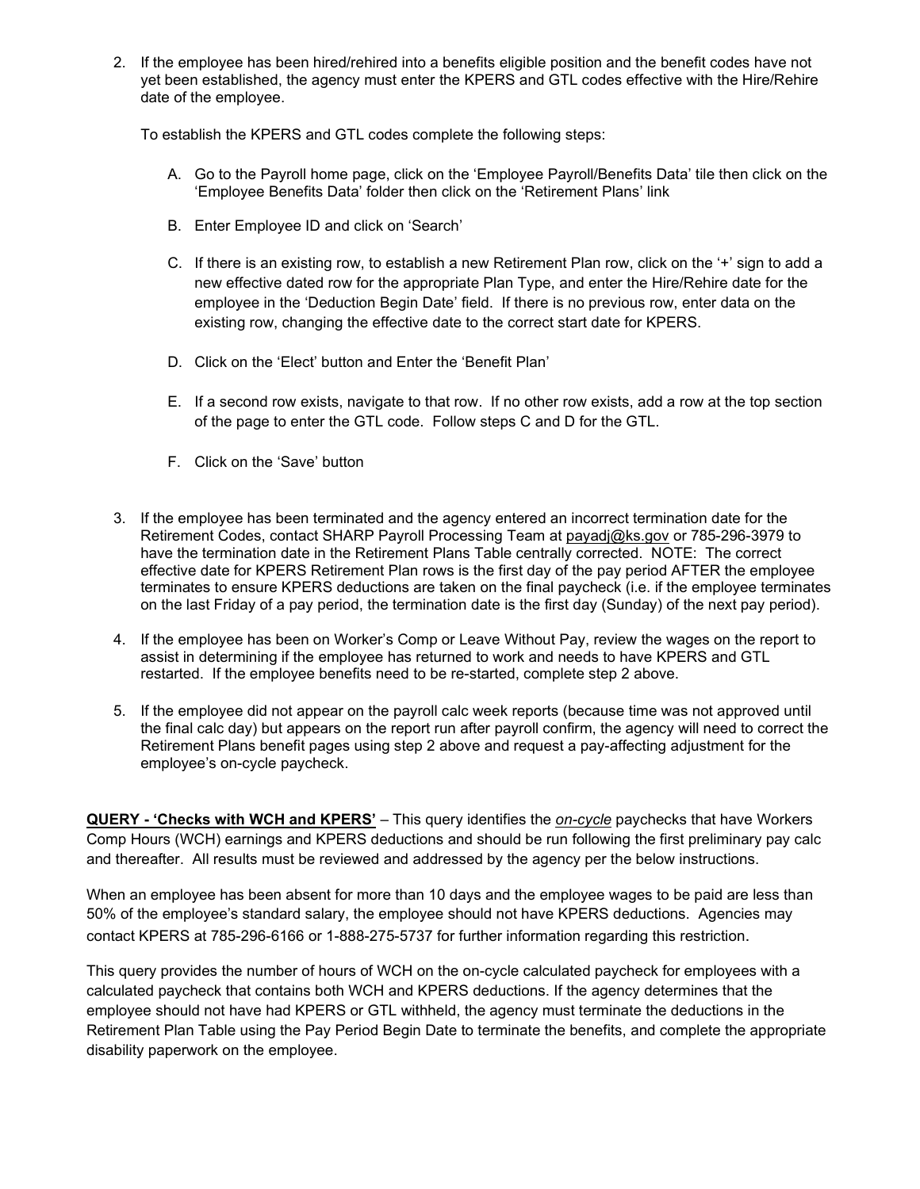2. If the employee has been hired/rehired into a benefits eligible position and the benefit codes have not yet been established, the agency must enter the KPERS and GTL codes effective with the Hire/Rehire date of the employee.

   To establish the KPERS and GTL codes complete the following steps:

   A. Go to the Payroll home page, click on the 'Employee Payroll/Benefits Data' tile then click on the 'Employee Benefits Data' folder then click on the 'Retirement Plans' link

   B. Enter Employee ID and click on 'Search'

   C. If there is an existing row, to establish a new Retirement Plan row, click on the '+' sign to add a new effective dated row for the appropriate Plan Type, and enter the Hire/Rehire date for the employee in the 'Deduction Begin Date' field. If there is no previous row, enter data on the existing row, changing the effective date to the correct start date for KPERS.

   D. Click on the 'Elect' button and Enter the 'Benefit Plan'

   E. If a second row exists, navigate to that row. If no other row exists, add a row at the top section of the page to enter the GTL code. Follow steps C and D for the GTL.

   F. Click on the 'Save' button

3. If the employee has been terminated and the agency entered an incorrect termination date for the Retirement Codes, contact SHARP Payroll Processing Team at payadj@ks.gov or 785-296-3979 to have the termination date in the Retirement Plans Table centrally corrected. NOTE: The correct effective date for KPERS Retirement Plan rows is the first day of the pay period AFTER the employee terminates to ensure KPERS deductions are taken on the final paycheck (i.e. if the employee terminates on the last Friday of a pay period, the termination date is the first day (Sunday) of the next pay period).

4. If the employee has been on Worker's Comp or Leave Without Pay, review the wages on the report to assist in determining if the employee has returned to work and needs to have KPERS and GTL restarted. If the employee benefits need to be re-started, complete step 2 above.

5. If the employee did not appear on the payroll calc week reports (because time was not approved until the final calc day) but appears on the report run after payroll confirm, the agency will need to correct the Retirement Plans benefit pages using step 2 above and request a pay-affecting adjustment for the employee's on-cycle paycheck.

**QUERY - 'Checks with WCH and KPERS'** – This query identifies the ***on-cycle*** paychecks that have Workers Comp Hours (WCH) earnings and KPERS deductions and should be run following the first preliminary pay calc and thereafter. All results must be reviewed and addressed by the agency per the below instructions.

When an employee has been absent for more than 10 days and the employee wages to be paid are less than 50% of the employee's standard salary, the employee should not have KPERS deductions. Agencies may contact KPERS at 785-296-6166 or 1-888-275-5737 for further information regarding this restriction.

This query provides the number of hours of WCH on the on-cycle calculated paycheck for employees with a calculated paycheck that contains both WCH and KPERS deductions. If the agency determines that the employee should not have had KPERS or GTL withheld, the agency must terminate the deductions in the Retirement Plan Table using the Pay Period Begin Date to terminate the benefits, and complete the appropriate disability paperwork on the employee.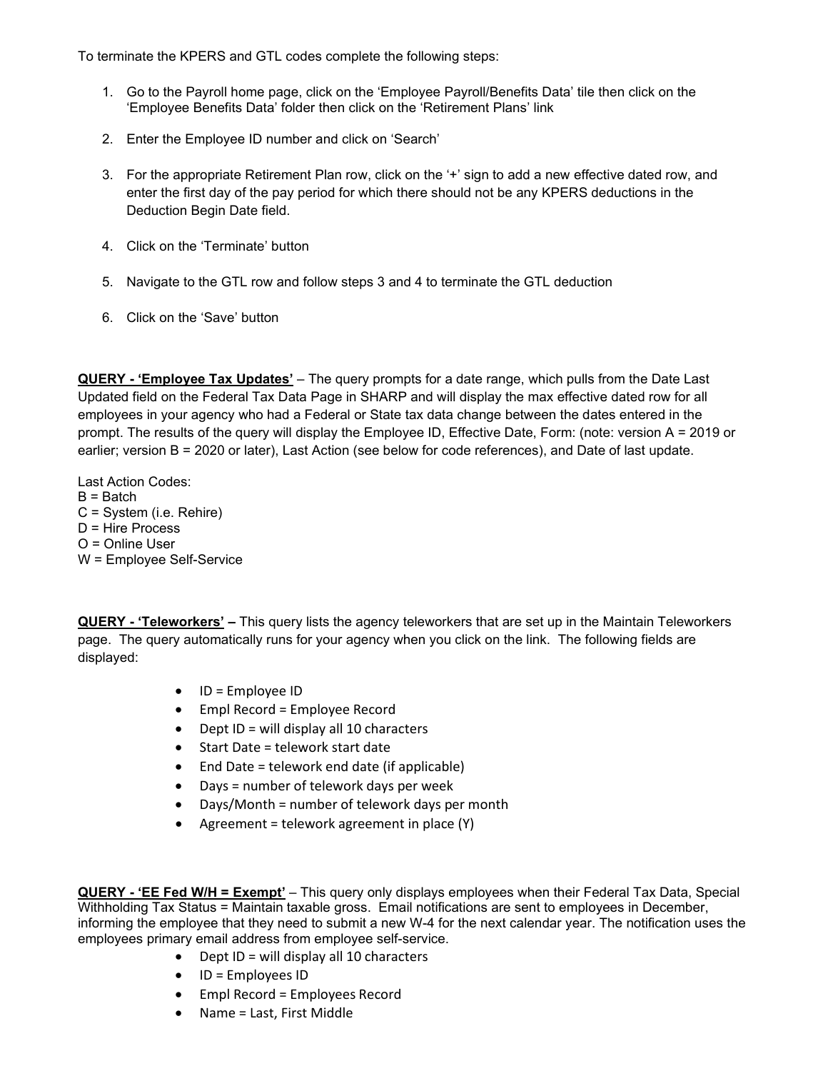To terminate the KPERS and GTL codes complete the following steps:

1. Go to the Payroll home page, click on the ‘Employee Payroll/Benefits Data’ tile then click on the ‘Employee Benefits Data’ folder then click on the ‘Retirement Plans’ link

2. Enter the Employee ID number and click on ‘Search’

3. For the appropriate Retirement Plan row, click on the ‘+’ sign to add a new effective dated row, and enter the first day of the pay period for which there should not be any KPERS deductions in the Deduction Begin Date field.

4. Click on the ‘Terminate’ button

5. Navigate to the GTL row and follow steps 3 and 4 to terminate the GTL deduction

6. Click on the ‘Save’ button

**QUERY - ‘Employee Tax Updates’** – The query prompts for a date range, which pulls from the Date Last Updated field on the Federal Tax Data Page in SHARP and will display the max effective dated row for all employees in your agency who had a Federal or State tax data change between the dates entered in the prompt. The results of the query will display the Employee ID, Effective Date, Form: (note: version A = 2019 or earlier; version B = 2020 or later), Last Action (see below for code references), and Date of last update.

Last Action Codes:
B = Batch
C = System (i.e. Rehire)
D = Hire Process
O = Online User
W = Employee Self-Service

**QUERY - ‘Teleworkers’ –** This query lists the agency teleworkers that are set up in the Maintain Teleworkers page. The query automatically runs for your agency when you click on the link. The following fields are displayed:

- ID = Employee ID
- Empl Record = Employee Record
- Dept ID = will display all 10 characters
- Start Date = telework start date
- End Date = telework end date (if applicable)
- Days = number of telework days per week
- Days/Month = number of telework days per month
- Agreement = telework agreement in place (Y)

**QUERY - ‘EE Fed W/H = Exempt’** – This query only displays employees when their Federal Tax Data, Special Withholding Tax Status = Maintain taxable gross. Email notifications are sent to employees in December, informing the employee that they need to submit a new W-4 for the next calendar year. The notification uses the employees primary email address from employee self-service.

- Dept ID = will display all 10 characters
- ID = Employees ID
- Empl Record = Employees Record
- Name = Last, First Middle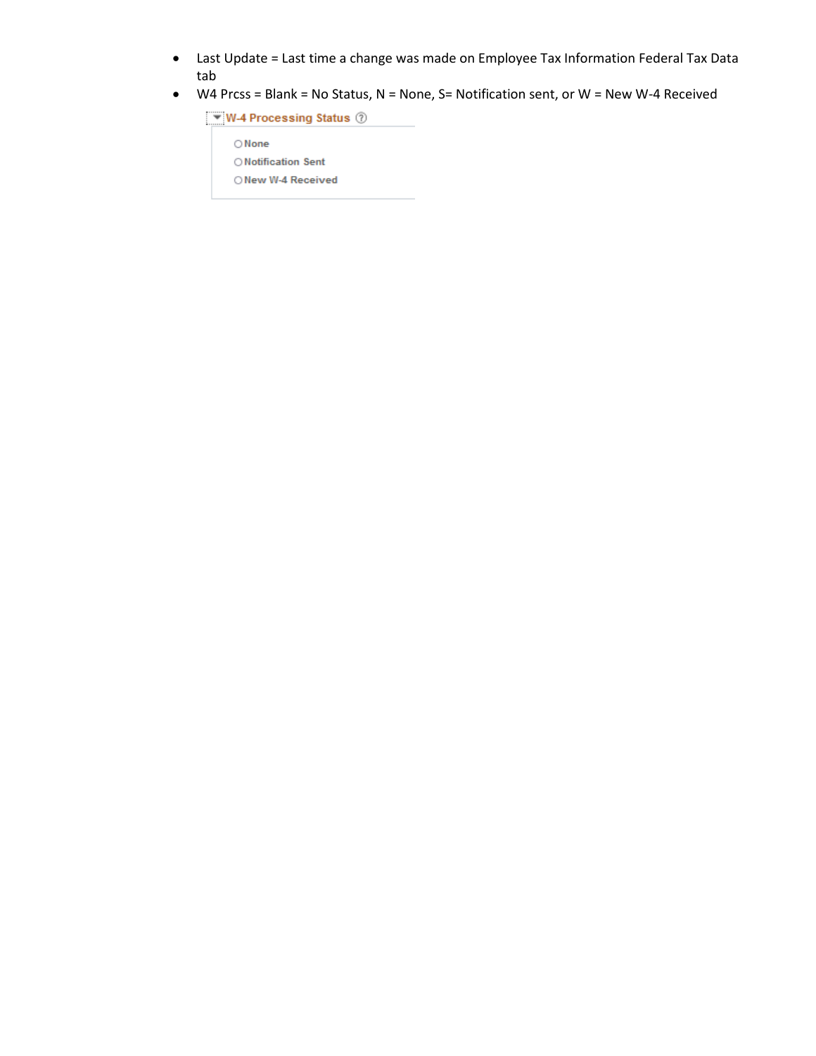- Last Update = Last time a change was made on Employee Tax Information Federal Tax Data tab
- W4 Prcss = Blank = No Status, N = None, S= Notification sent, or W = New W-4 Received

W-4 Processing Status

- None
- Notification Sent
- New W-4 Received